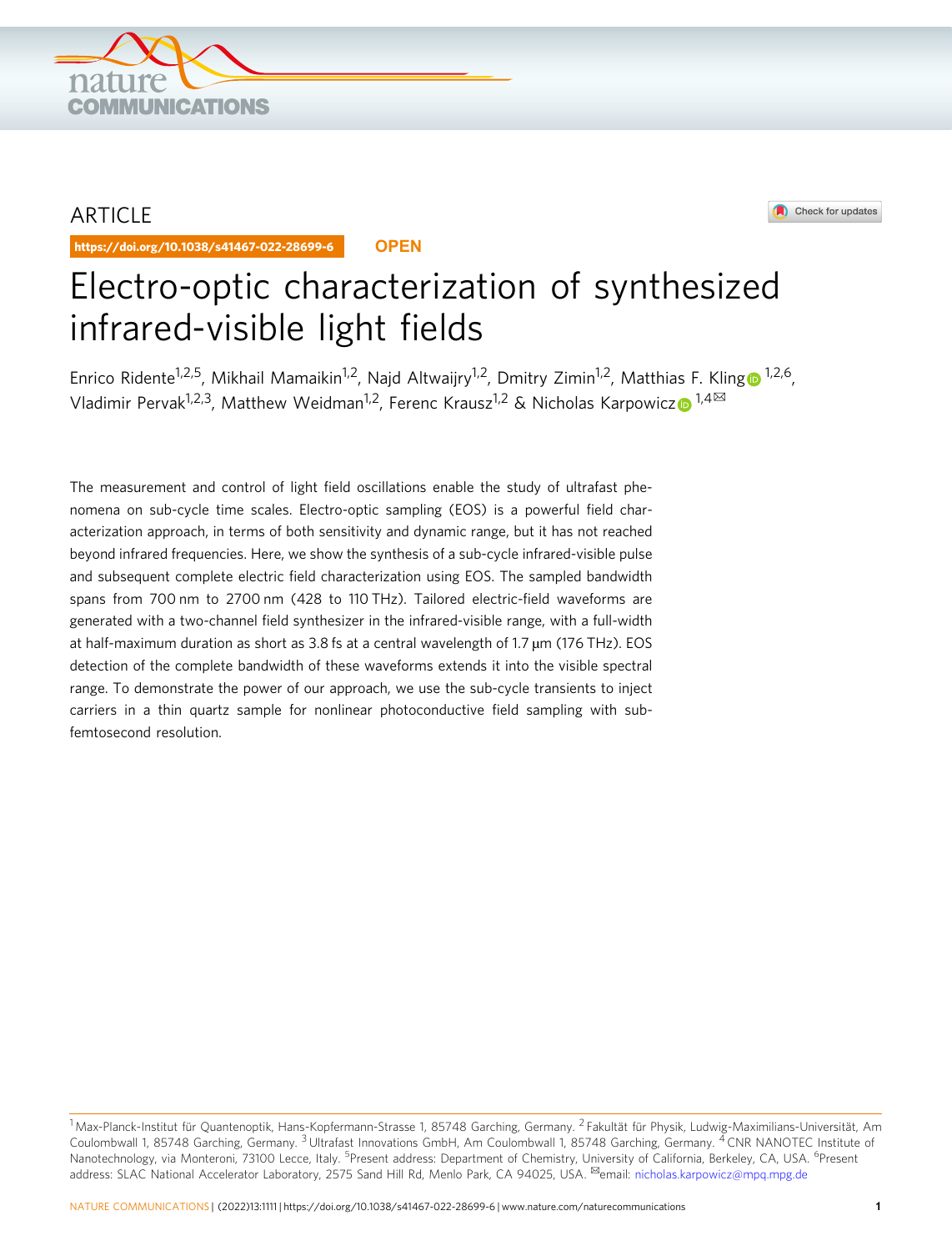ARTICLE

https://doi.org/10.1038/s41467-022-28699-6 OPEN

# Electro-optic characterization of synthesized infrared-visible light fields

Enrico Ridente[1,2,5], Mikhail Mamaikin[1,2], Najd Altwaijry[1,2], Dmitry Zimin[1,2], Matthias F. Kling[1,2,6], Vladimir Pervak[1,2,3], Matthew Weidman[1,2], Ferenc Krausz[1,2] & Nicholas Karpowicz[1,4]✉

The measurement and control of light field oscillations enable the study of ultrafast phenomena on sub-cycle time scales. Electro-optic sampling (EOS) is a powerful field characterization approach, in terms of both sensitivity and dynamic range, but it has not reached beyond infrared frequencies. Here, we show the synthesis of a sub-cycle infrared-visible pulse and subsequent complete electric field characterization using EOS. The sampled bandwidth spans from 700 nm to 2700 nm (428 to 110 THz). Tailored electric-field waveforms are generated with a two-channel field synthesizer in the infrared-visible range, with a full-width at half-maximum duration as short as 3.8 fs at a central wavelength of 1.7 μm (176 THz). EOS detection of the complete bandwidth of these waveforms extends it into the visible spectral range. To demonstrate the power of our approach, we use the sub-cycle transients to inject carriers in a thin quartz sample for nonlinear photoconductive field sampling with sub-femtosecond resolution.

[1] Max-Planck-Institut für Quantenoptik, Hans-Kopfermann-Strasse 1, 85748 Garching, Germany. [2] Fakultät für Physik, Ludwig-Maximilians-Universität, Am Coulombwall 1, 85748 Garching, Germany. [3] Ultrafast Innovations GmbH, Am Coulombwall 1, 85748 Garching, Germany. [4] CNR NANOTEC Institute of Nanotechnology, via Monteroni, 73100 Lecce, Italy. [5] Present address: Department of Chemistry, University of California, Berkeley, CA, USA. [6] Present address: SLAC National Accelerator Laboratory, 2575 Sand Hill Rd, Menlo Park, CA 94025, USA. ✉email: nicholas.karpowicz@mpq.mpg.de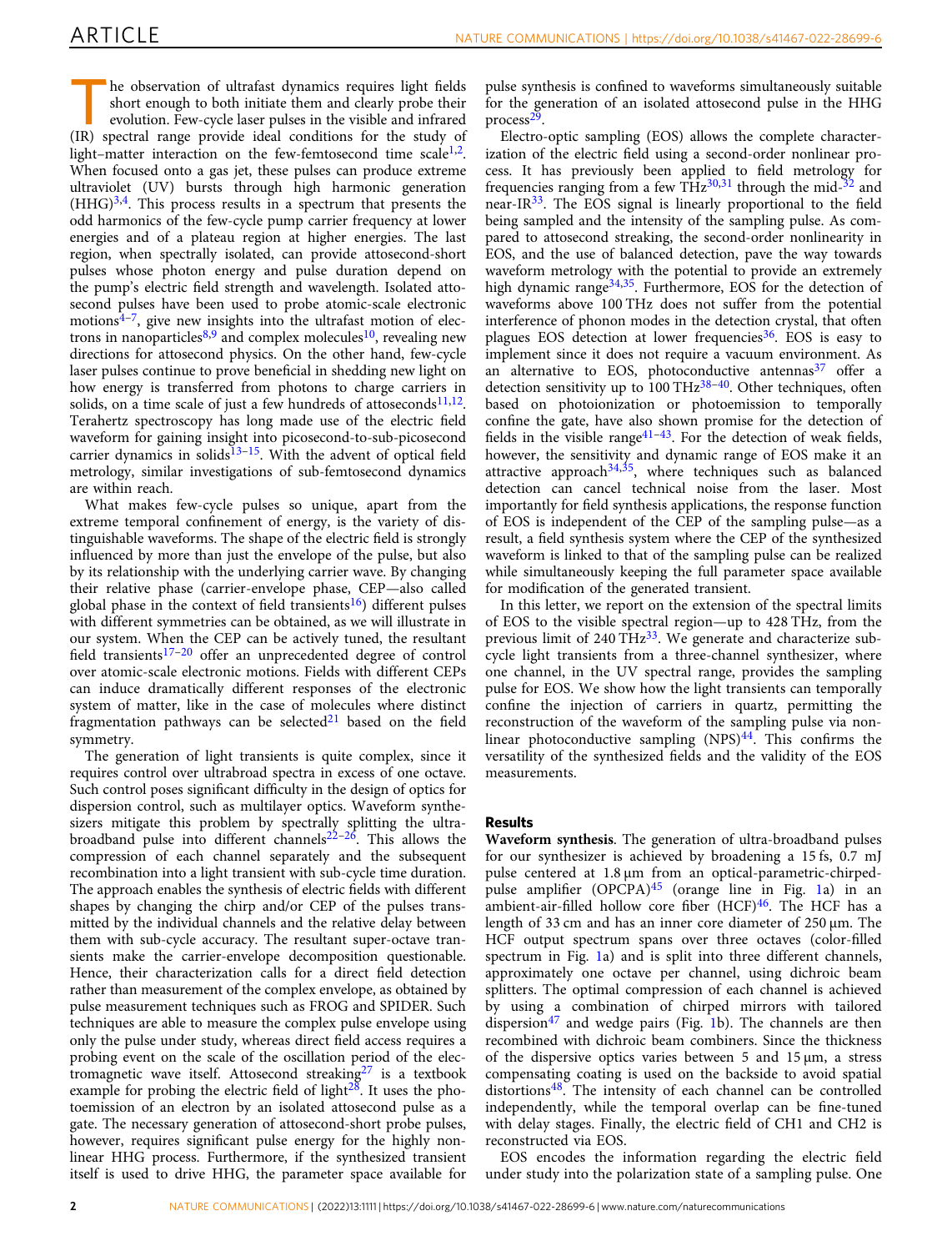The observation of ultrafast dynamics requires light fields short enough to both initiate them and clearly probe their evolution. Few-cycle laser pulses in the visible and infrared (IR) spectral range provide ideal conditions for the study of light–matter interaction on the few-femtosecond time scale[1,2]. When focused onto a gas jet, these pulses can produce extreme ultraviolet (UV) bursts through high harmonic generation (HHG)[3,4]. This process results in a spectrum that presents the odd harmonics of the few-cycle pump carrier frequency at lower energies and of a plateau region at higher energies. The last region, when spectrally isolated, can provide attosecond-short pulses whose photon energy and pulse duration depend on the pump's electric field strength and wavelength. Isolated attosecond pulses have been used to probe atomic-scale electronic motions[4–7], give new insights into the ultrafast motion of electrons in nanoparticles[8,9] and complex molecules[10], revealing new directions for attosecond physics. On the other hand, few-cycle laser pulses continue to prove beneficial in shedding new light on how energy is transferred from photons to charge carriers in solids, on a time scale of just a few hundreds of attoseconds[11,12]. Terahertz spectroscopy has long made use of the electric field waveform for gaining insight into picosecond-to-sub-picosecond carrier dynamics in solids[13–15]. With the advent of optical field metrology, similar investigations of sub-femtosecond dynamics are within reach.

What makes few-cycle pulses so unique, apart from the extreme temporal confinement of energy, is the variety of distinguishable waveforms. The shape of the electric field is strongly influenced by more than just the envelope of the pulse, but also by its relationship with the underlying carrier wave. By changing their relative phase (carrier-envelope phase, CEP—also called global phase in the context of field transients[16]) different pulses with different symmetries can be obtained, as we will illustrate in our system. When the CEP can be actively tuned, the resultant field transients[17–20] offer an unprecedented degree of control over atomic-scale electronic motions. Fields with different CEPs can induce dramatically different responses of the electronic system of matter, like in the case of molecules where distinct fragmentation pathways can be selected[21] based on the field symmetry.

The generation of light transients is quite complex, since it requires control over ultrabroad spectra in excess of one octave. Such control poses significant difficulty in the design of optics for dispersion control, such as multilayer optics. Waveform synthesizers mitigate this problem by spectrally splitting the ultra-broadband pulse into different channels[22–26]. This allows the compression of each channel separately and the subsequent recombination into a light transient with sub-cycle time duration. The approach enables the synthesis of electric fields with different shapes by changing the chirp and/or CEP of the pulses transmitted by the individual channels and the relative delay between them with sub-cycle accuracy. The resultant super-octave transients make the carrier-envelope decomposition questionable. Hence, their characterization calls for a direct field detection rather than measurement of the complex envelope, as obtained by pulse measurement techniques such as FROG and SPIDER. Such techniques are able to measure the complex pulse envelope using only the pulse under study, whereas direct field access requires a probing event on the scale of the oscillation period of the electromagnetic wave itself. Attosecond streaking[27] is a textbook example for probing the electric field of light[28]. It uses the photoemission of an electron by an isolated attosecond pulse as a gate. The necessary generation of attosecond-short probe pulses, however, requires significant pulse energy for the highly nonlinear HHG process. Furthermore, if the synthesized transient itself is used to drive HHG, the parameter space available for pulse synthesis is confined to waveforms simultaneously suitable for the generation of an isolated attosecond pulse in the HHG process[29].

Electro-optic sampling (EOS) allows the complete characterization of the electric field using a second-order nonlinear process. It has previously been applied to field metrology for frequencies ranging from a few THz[30,31] through the mid-[32] and near-IR[33]. The EOS signal is linearly proportional to the field being sampled and the intensity of the sampling pulse. As compared to attosecond streaking, the second-order nonlinearity in EOS, and the use of balanced detection, pave the way towards waveform metrology with the potential to provide an extremely high dynamic range[34,35]. Furthermore, EOS for the detection of waveforms above 100 THz does not suffer from the potential interference of phonon modes in the detection crystal, that often plagues EOS detection at lower frequencies[36]. EOS is easy to implement since it does not require a vacuum environment. As an alternative to EOS, photoconductive antennas[37] offer a detection sensitivity up to 100 THz[38–40]. Other techniques, often based on photoionization or photoemission to temporally confine the gate, have also shown promise for the detection of fields in the visible range[41–43]. For the detection of weak fields, however, the sensitivity and dynamic range of EOS make it an attractive approach[34,35], where techniques such as balanced detection can cancel technical noise from the laser. Most importantly for field synthesis applications, the response function of EOS is independent of the CEP of the sampling pulse—as a result, a field synthesis system where the CEP of the synthesized waveform is linked to that of the sampling pulse can be realized while simultaneously keeping the full parameter space available for modification of the generated transient.

In this letter, we report on the extension of the spectral limits of EOS to the visible spectral region—up to 428 THz, from the previous limit of 240 THz[33]. We generate and characterize sub-cycle light transients from a three-channel synthesizer, where one channel, in the UV spectral range, provides the sampling pulse for EOS. We show how the light transients can temporally confine the injection of carriers in quartz, permitting the reconstruction of the waveform of the sampling pulse via nonlinear photoconductive sampling (NPS)[44]. This confirms the versatility of the synthesized fields and the validity of the EOS measurements.

## Results

**Waveform synthesis**. The generation of ultra-broadband pulses for our synthesizer is achieved by broadening a 15 fs, 0.7 mJ pulse centered at 1.8 µm from an optical-parametric-chirped-pulse amplifier (OPCPA)[45] (orange line in Fig. 1a) in an ambient-air-filled hollow core fiber (HCF)[46]. The HCF has a length of 33 cm and has an inner core diameter of 250 µm. The HCF output spectrum spans over three octaves (color-filled spectrum in Fig. 1a) and is split into three different channels, approximately one octave per channel, using dichroic beam splitters. The optimal compression of each channel is achieved by using a combination of chirped mirrors with tailored dispersion[47] and wedge pairs (Fig. 1b). The channels are then recombined with dichroic beam combiners. Since the thickness of the dispersive optics varies between 5 and 15 µm, a stress compensating coating is used on the backside to avoid spatial distortions[48]. The intensity of each channel can be controlled independently, while the temporal overlap can be fine-tuned with delay stages. Finally, the electric field of CH1 and CH2 is reconstructed via EOS.

EOS encodes the information regarding the electric field under study into the polarization state of a sampling pulse. One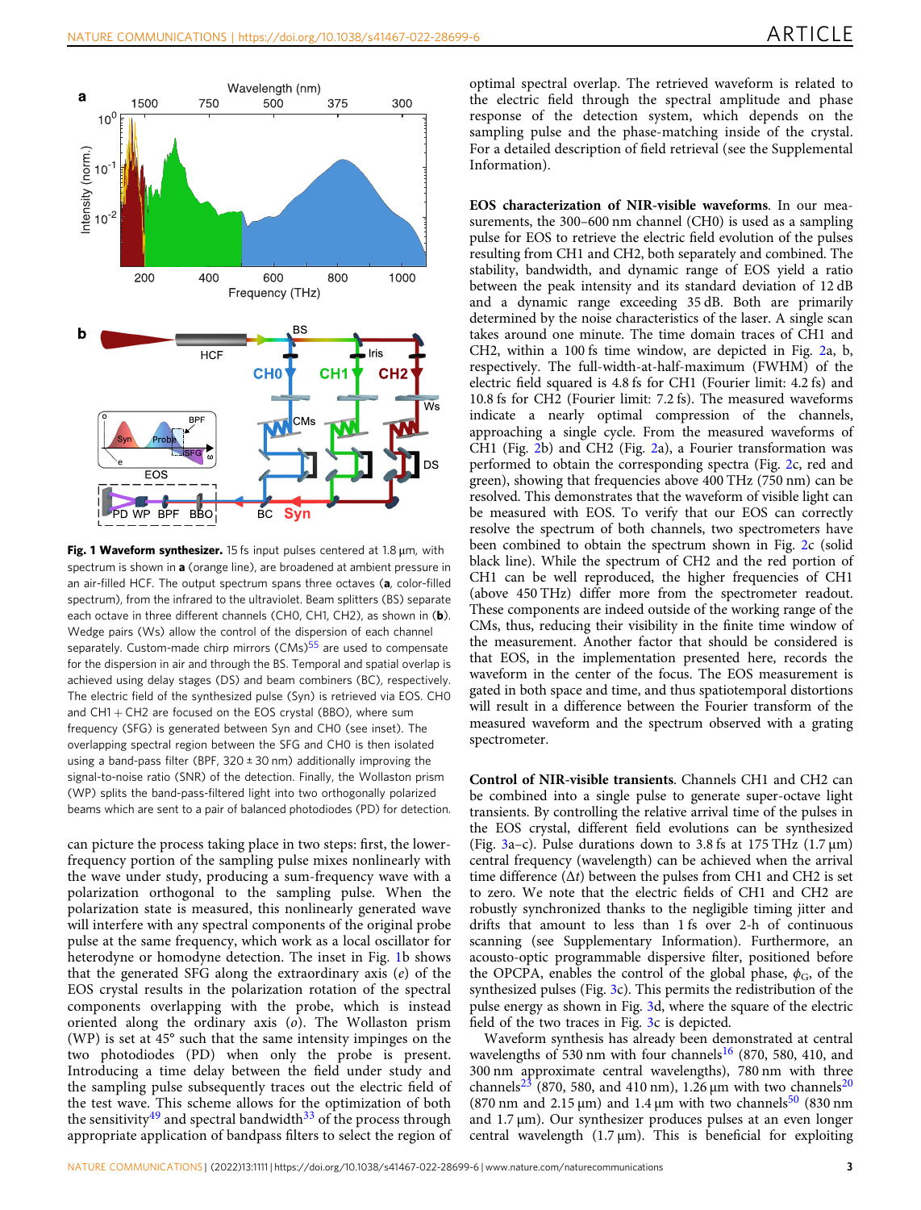a

Wavelength (nm)

1500 750 500 375 300

$10^0$

$10^{-1}$

$10^{-2}$

Intensity (norm.)

200 400 600 800 1000

Frequency (THz)

b

HCF

BS

Iris

CH0 CH1 CH2

Ws

CMs

DS

Syn

Probe

BPF

SFG

o

e

ω

EOS

PD WP BPF BBO

BC Syn

**Fig. 1 Waveform synthesizer.** 15 fs input pulses centered at 1.8 µm, with spectrum is shown in **a** (orange line), are broadened at ambient pressure in an air-filled HCF. The output spectrum spans three octaves (**a**, color-filled spectrum), from the infrared to the ultraviolet. Beam splitters (BS) separate each octave in three different channels (CH0, CH1, CH2), as shown in (**b**). Wedge pairs (Ws) allow the control of the dispersion of each channel separately. Custom-made chirp mirrors (CMs)[55] are used to compensate for the dispersion in air and through the BS. Temporal and spatial overlap is achieved using delay stages (DS) and beam combiners (BC), respectively. The electric field of the synthesized pulse (Syn) is retrieved via EOS. CH0 and CH1 + CH2 are focused on the EOS crystal (BBO), where sum frequency (SFG) is generated between Syn and CH0 (see inset). The overlapping spectral region between the SFG and CH0 is then isolated using a band-pass filter (BPF, 320 ± 30 nm) additionally improving the signal-to-noise ratio (SNR) of the detection. Finally, the Wollaston prism (WP) splits the band-pass-filtered light into two orthogonally polarized beams which are sent to a pair of balanced photodiodes (PD) for detection.

can picture the process taking place in two steps: first, the lower-frequency portion of the sampling pulse mixes nonlinearly with the wave under study, producing a sum-frequency wave with a polarization orthogonal to the sampling pulse. When the polarization state is measured, this nonlinearly generated wave will interfere with any spectral components of the original probe pulse at the same frequency, which work as a local oscillator for heterodyne or homodyne detection. The inset in Fig. 1b shows that the generated SFG along the extraordinary axis (*e*) of the EOS crystal results in the polarization rotation of the spectral components overlapping with the probe, which is instead oriented along the ordinary axis (*o*). The Wollaston prism (WP) is set at 45° such that the same intensity impinges on the two photodiodes (PD) when only the probe is present. Introducing a time delay between the field under study and the sampling pulse subsequently traces out the electric field of the test wave. This scheme allows for the optimization of both the sensitivity[49] and spectral bandwidth[33] of the process through appropriate application of bandpass filters to select the region of optimal spectral overlap. The retrieved waveform is related to the electric field through the spectral amplitude and phase response of the detection system, which depends on the sampling pulse and the phase-matching inside of the crystal. For a detailed description of field retrieval (see the Supplemental Information).

**EOS characterization of NIR-visible waveforms**. In our measurements, the 300–600 nm channel (CH0) is used as a sampling pulse for EOS to retrieve the electric field evolution of the pulses resulting from CH1 and CH2, both separately and combined. The stability, bandwidth, and dynamic range of EOS yield a ratio between the peak intensity and its standard deviation of 12 dB and a dynamic range exceeding 35 dB. Both are primarily determined by the noise characteristics of the laser. A single scan takes around one minute. The time domain traces of CH1 and CH2, within a 100 fs time window, are depicted in Fig. 2a, b, respectively. The full-width-at-half-maximum (FWHM) of the electric field squared is 4.8 fs for CH1 (Fourier limit: 4.2 fs) and 10.8 fs for CH2 (Fourier limit: 7.2 fs). The measured waveforms indicate a nearly optimal compression of the channels, approaching a single cycle. From the measured waveforms of CH1 (Fig. 2b) and CH2 (Fig. 2a), a Fourier transformation was performed to obtain the corresponding spectra (Fig. 2c, red and green), showing that frequencies above 400 THz (750 nm) can be resolved. This demonstrates that the waveform of visible light can be measured with EOS. To verify that our EOS can correctly resolve the spectrum of both channels, two spectrometers have been combined to obtain the spectrum shown in Fig. 2c (solid black line). While the spectrum of CH2 and the red portion of CH1 can be well reproduced, the higher frequencies of CH1 (above 450 THz) differ more from the spectrometer readout. These components are indeed outside of the working range of the CMs, thus, reducing their visibility in the finite time window of the measurement. Another factor that should be considered is that EOS, in the implementation presented here, records the waveform in the center of the focus. The EOS measurement is gated in both space and time, and thus spatiotemporal distortions will result in a difference between the Fourier transform of the measured waveform and the spectrum observed with a grating spectrometer.

**Control of NIR-visible transients**. Channels CH1 and CH2 can be combined into a single pulse to generate super-octave light transients. By controlling the relative arrival time of the pulses in the EOS crystal, different field evolutions can be synthesized (Fig. 3a–c). Pulse durations down to 3.8 fs at 175 THz (1.7 µm) central frequency (wavelength) can be achieved when the arrival time difference ($\Delta t$) between the pulses from CH1 and CH2 is set to zero. We note that the electric fields of CH1 and CH2 are robustly synchronized thanks to the negligible timing jitter and drifts that amount to less than 1 fs over 2-h of continuous scanning (see Supplementary Information). Furthermore, an acousto-optic programmable dispersive filter, positioned before the OPCPA, enables the control of the global phase, $\phi_G$, of the synthesized pulses (Fig. 3c). This permits the redistribution of the pulse energy as shown in Fig. 3d, where the square of the electric field of the two traces in Fig. 3c is depicted.

Waveform synthesis has already been demonstrated at central wavelengths of 530 nm with four channels[16] (870, 580, 410, and 300 nm approximate central wavelengths), 780 nm with three channels[23] (870, 580, and 410 nm), 1.26 µm with two channels[20] (870 nm and 2.15 µm) and 1.4 µm with two channels[50] (830 nm and 1.7 µm). Our synthesizer produces pulses at an even longer central wavelength (1.7 µm). This is beneficial for exploiting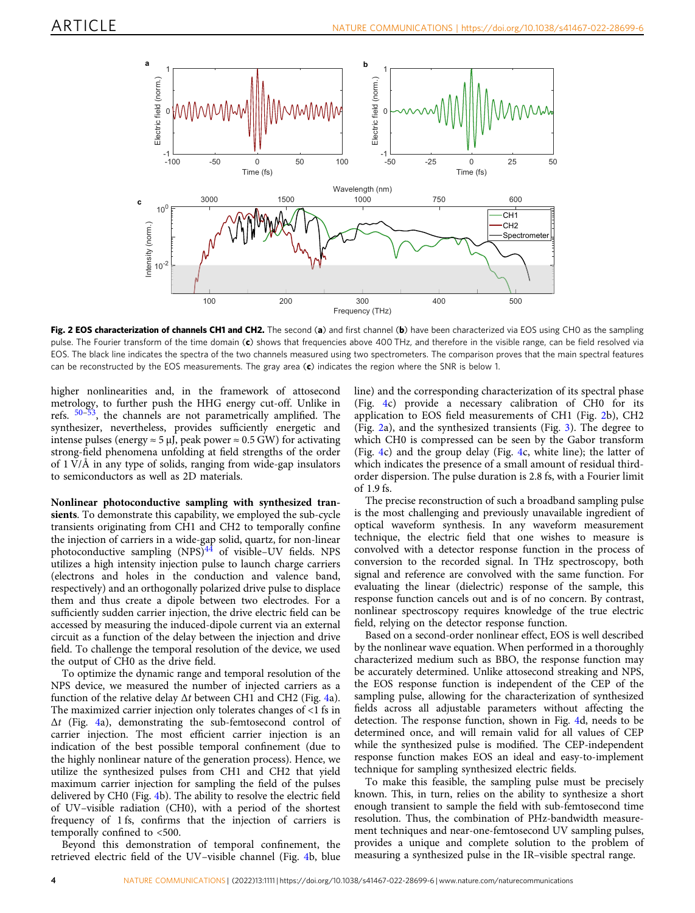a

Electric field (norm.)

1

0

-1

-100 -50 0 50 100

Time (fs)

b

Electric field (norm.)

1

0

-1

-50 -25 0 25 50

Time (fs)

c

Wavelength (nm)

3000 1500 1000 750 600

$10^0$

$10^{-2}$

Intensity (norm.)

CH1

CH2

Spectrometer

100 200 300 400 500

Frequency (THz)

**Fig. 2 EOS characterization of channels CH1 and CH2.** The second (**a**) and first channel (**b**) have been characterized via EOS using CH0 as the sampling pulse. The Fourier transform of the time domain (**c**) shows that frequencies above 400 THz, and therefore in the visible range, can be field resolved via EOS. The black line indicates the spectra of the two channels measured using two spectrometers. The comparison proves that the main spectral features can be reconstructed by the EOS measurements. The gray area (**c**) indicates the region where the SNR is below 1.

higher nonlinearities and, in the framework of attosecond metrology, to further push the HHG energy cut-off. Unlike in refs. [50–53], the channels are not parametrically amplified. The synthesizer, nevertheless, provides sufficiently energetic and intense pulses (energy ≈ 5 μJ, peak power ≈ 0.5 GW) for activating strong-field phenomena unfolding at field strengths of the order of 1 V/Å in any type of solids, ranging from wide-gap insulators to semiconductors as well as 2D materials.

**Nonlinear photoconductive sampling with synthesized transients**. To demonstrate this capability, we employed the sub-cycle transients originating from CH1 and CH2 to temporally confine the injection of carriers in a wide-gap solid, quartz, for non-linear photoconductive sampling (NPS)[44] of visible–UV fields. NPS utilizes a high intensity injection pulse to launch charge carriers (electrons and holes in the conduction and valence band, respectively) and an orthogonally polarized drive pulse to displace them and thus create a dipole between two electrodes. For a sufficiently sudden carrier injection, the drive electric field can be accessed by measuring the induced-dipole current via an external circuit as a function of the delay between the injection and drive field. To challenge the temporal resolution of the device, we used the output of CH0 as the drive field.

To optimize the dynamic range and temporal resolution of the NPS device, we measured the number of injected carriers as a function of the relative delay $\Delta t$ between CH1 and CH2 (Fig. 4a). The maximized carrier injection only tolerates changes of <1 fs in $\Delta t$ (Fig. 4a), demonstrating the sub-femtosecond control of carrier injection. The most efficient carrier injection is an indication of the best possible temporal confinement (due to the highly nonlinear nature of the generation process). Hence, we utilize the synthesized pulses from CH1 and CH2 that yield maximum carrier injection for sampling the field of the pulses delivered by CH0 (Fig. 4b). The ability to resolve the electric field of UV–visible radiation (CH0), with a period of the shortest frequency of 1 fs, confirms that the injection of carriers is temporally confined to <500.

Beyond this demonstration of temporal confinement, the retrieved electric field of the UV–visible channel (Fig. 4b, blue line) and the corresponding characterization of its spectral phase (Fig. 4c) provide a necessary calibration of CH0 for its application to EOS field measurements of CH1 (Fig. 2b), CH2 (Fig. 2a), and the synthesized transients (Fig. 3). The degree to which CH0 is compressed can be seen by the Gabor transform (Fig. 4c) and the group delay (Fig. 4c, white line); the latter of which indicates the presence of a small amount of residual third-order dispersion. The pulse duration is 2.8 fs, with a Fourier limit of 1.9 fs.

The precise reconstruction of such a broadband sampling pulse is the most challenging and previously unavailable ingredient of optical waveform synthesis. In any waveform measurement technique, the electric field that one wishes to measure is convolved with a detector response function in the process of conversion to the recorded signal. In THz spectroscopy, both signal and reference are convolved with the same function. For evaluating the linear (dielectric) response of the sample, this response function cancels out and is of no concern. By contrast, nonlinear spectroscopy requires knowledge of the true electric field, relying on the detector response function.

Based on a second-order nonlinear effect, EOS is well described by the nonlinear wave equation. When performed in a thoroughly characterized medium such as BBO, the response function may be accurately determined. Unlike attosecond streaking and NPS, the EOS response function is independent of the CEP of the sampling pulse, allowing for the characterization of synthesized fields across all adjustable parameters without affecting the detection. The response function, shown in Fig. 4d, needs to be determined once, and will remain valid for all values of CEP while the synthesized pulse is modified. The CEP-independent response function makes EOS an ideal and easy-to-implement technique for sampling synthesized electric fields.

To make this feasible, the sampling pulse must be precisely known. This, in turn, relies on the ability to synthesize a short enough transient to sample the field with sub-femtosecond time resolution. Thus, the combination of PHz-bandwidth measurement techniques and near-one-femtosecond UV sampling pulses, provides a unique and complete solution to the problem of measuring a synthesized pulse in the IR–visible spectral range.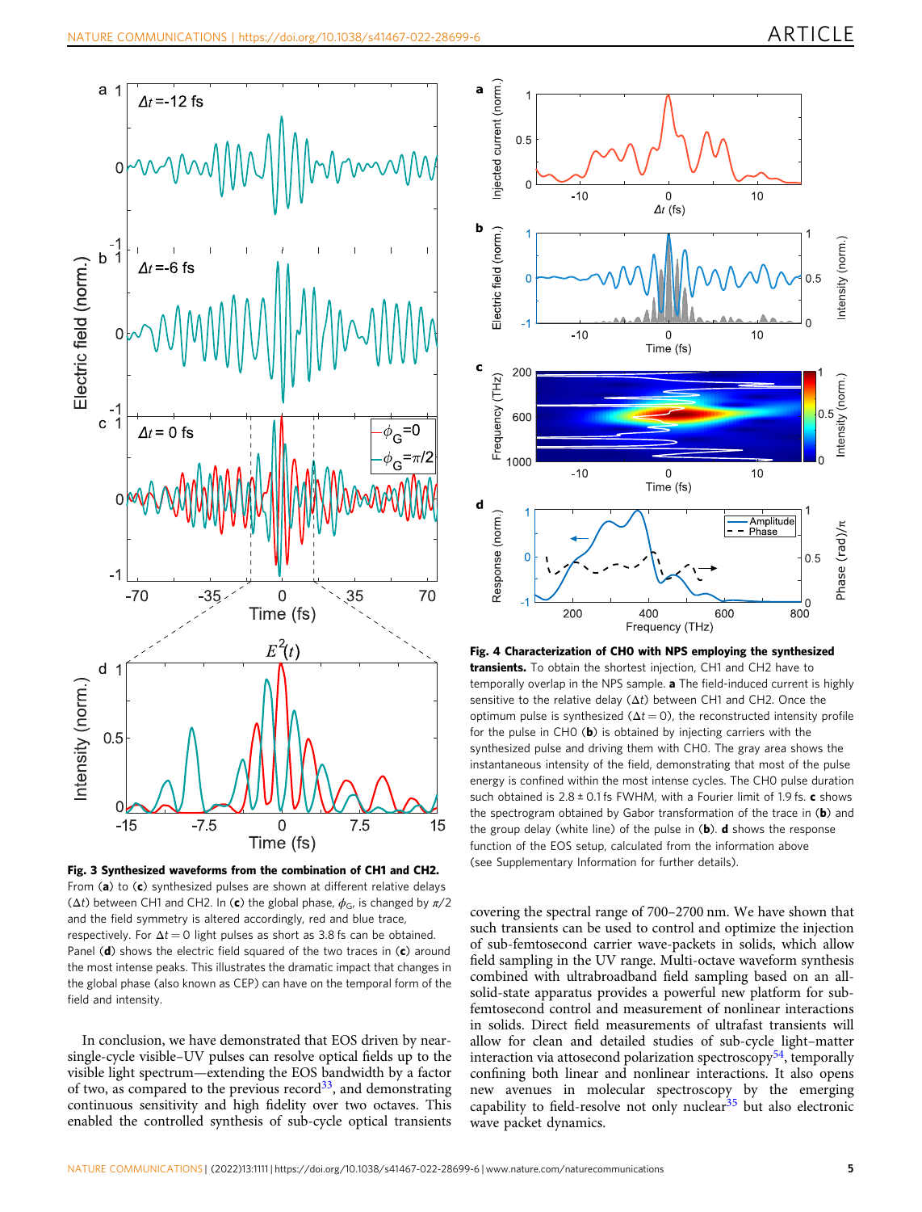a 1
Δt =-12 fs
0
-1
b 1
Δt =-6 fs
0
-1
c 1
Δt = 0 fs
$\phi_G$=0
$\phi_G$=π/2
0
-1
-70 -35 0 35 70
Time (fs)
Electric field (norm.)
$E^2(t)$
d 1
0.5
0
-15 -7.5 0 7.5 15
Time (fs)
Intensity (norm.)

**Fig. 3 Synthesized waveforms from the combination of CH1 and CH2.** From (**a**) to (**c**) synthesized pulses are shown at different relative delays ($\Delta t$) between CH1 and CH2. In (**c**) the global phase, $\phi_G$, is changed by $\pi/2$ and the field symmetry is altered accordingly, red and blue trace, respectively. For $\Delta t = 0$ light pulses as short as 3.8 fs can be obtained. Panel (**d**) shows the electric field squared of the two traces in (**c**) around the most intense peaks. This illustrates the dramatic impact that changes in the global phase (also known as CEP) can have on the temporal form of the field and intensity.

a
Injected current (norm.)
1
0.5
0
-10 0 10
Δt (fs)

b
Electric field (norm.)
1
0
-1
-10 0 10
Time (fs)
Intensity (norm.)
1
0.5
0

c
Frequency (THz)
200
600
1000
-10 0 10
Time (fs)
Intensity (norm.)
1
0.5
0

d
Response (norm.)
1
0
-1
200 400 600 800
Frequency (THz)
Amplitude
Phase
Phase (rad)/π
1
0.5
0

**Fig. 4 Characterization of CH0 with NPS employing the synthesized transients.** To obtain the shortest injection, CH1 and CH2 have to temporally overlap in the NPS sample. **a** The field-induced current is highly sensitive to the relative delay ($\Delta t$) between CH1 and CH2. Once the optimum pulse is synthesized ($\Delta t = 0$), the reconstructed intensity profile for the pulse in CH0 (**b**) is obtained by injecting carriers with the synthesized pulse and driving them with CH0. The gray area shows the instantaneous intensity of the field, demonstrating that most of the pulse energy is confined within the most intense cycles. The CH0 pulse duration such obtained is 2.8 ± 0.1 fs FWHM, with a Fourier limit of 1.9 fs. **c** shows the spectrogram obtained by Gabor transformation of the trace in (**b**) and the group delay (white line) of the pulse in (**b**). **d** shows the response function of the EOS setup, calculated from the information above (see Supplementary Information for further details).

In conclusion, we have demonstrated that EOS driven by near-single-cycle visible–UV pulses can resolve optical fields up to the visible light spectrum—extending the EOS bandwidth by a factor of two, as compared to the previous record[33], and demonstrating continuous sensitivity and high fidelity over two octaves. This enabled the controlled synthesis of sub-cycle optical transients covering the spectral range of 700–2700 nm. We have shown that such transients can be used to control and optimize the injection of sub-femtosecond carrier wave-packets in solids, which allow field sampling in the UV range. Multi-octave waveform synthesis combined with ultrabroadband field sampling based on an all-solid-state apparatus provides a powerful new platform for sub-femtosecond control and measurement of nonlinear interactions in solids. Direct field measurements of ultrafast transients will allow for clean and detailed studies of sub-cycle light–matter interaction via attosecond polarization spectroscopy[54], temporally confining both linear and nonlinear interactions. It also opens new avenues in molecular spectroscopy by the emerging capability to field-resolve not only nuclear[35] but also electronic wave packet dynamics.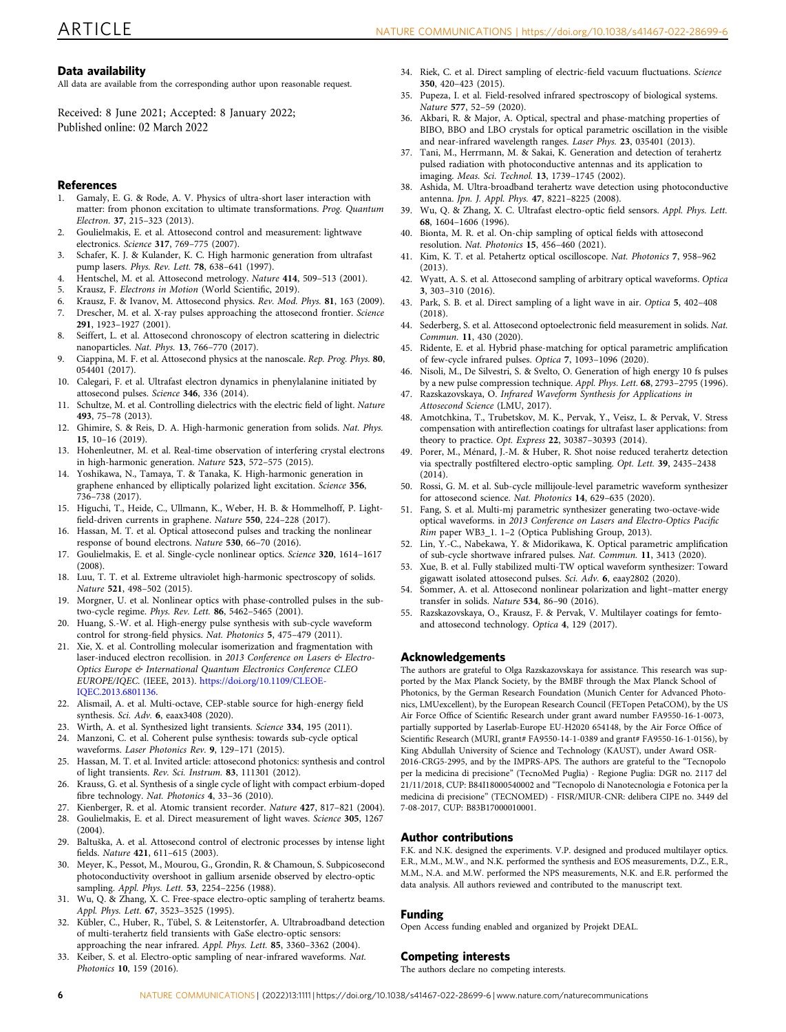## Data availability

All data are available from the corresponding author upon reasonable request.

Received: 8 June 2021; Accepted: 8 January 2022;
Published online: 02 March 2022

## References

1. Gamaly, E. G. & Rode, A. V. Physics of ultra-short laser interaction with matter: from phonon excitation to ultimate transformations. *Prog. Quantum Electron.* **37**, 215–323 (2013).
2. Goulielmakis, E. et al. Attosecond control and measurement: lightwave electronics. *Science* **317**, 769–775 (2007).
3. Schafer, K. J. & Kulander, K. C. High harmonic generation from ultrafast pump lasers. *Phys. Rev. Lett.* **78**, 638–641 (1997).
4. Hentschel, M. et al. Attosecond metrology. *Nature* **414**, 509–513 (2001).
5. Krausz, F. *Electrons in Motion* (World Scientific, 2019).
6. Krausz, F. & Ivanov, M. Attosecond physics. *Rev. Mod. Phys.* **81**, 163 (2009).
7. Drescher, M. et al. X-ray pulses approaching the attosecond frontier. *Science* **291**, 1923–1927 (2001).
8. Seiffert, L. et al. Attosecond chronoscopy of electron scattering in dielectric nanoparticles. *Nat. Phys.* **13**, 766–770 (2017).
9. Ciappina, M. F. et al. Attosecond physics at the nanoscale. *Rep. Prog. Phys.* **80**, 054401 (2017).
10. Calegari, F. et al. Ultrafast electron dynamics in phenylalanine initiated by attosecond pulses. *Science* **346**, 336 (2014).
11. Schultze, M. et al. Controlling dielectrics with the electric field of light. *Nature* **493**, 75–78 (2013).
12. Ghimire, S. & Reis, D. A. High-harmonic generation from solids. *Nat. Phys.* **15**, 10–16 (2019).
13. Hohenleutner, M. et al. Real-time observation of interfering crystal electrons in high-harmonic generation. *Nature* **523**, 572–575 (2015).
14. Yoshikawa, N., Tamaya, T. & Tanaka, K. High-harmonic generation in graphene enhanced by elliptically polarized light excitation. *Science* **356**, 736–738 (2017).
15. Higuchi, T., Heide, C., Ullmann, K., Weber, H. B. & Hommelhoff, P. Light-field-driven currents in graphene. *Nature* **550**, 224–228 (2017).
16. Hassan, M. T. et al. Optical attosecond pulses and tracking the nonlinear response of bound electrons. *Nature* **530**, 66–70 (2016).
17. Goulielmakis, E. et al. Single-cycle nonlinear optics. *Science* **320**, 1614–1617 (2008).
18. Luu, T. T. et al. Extreme ultraviolet high-harmonic spectroscopy of solids. *Nature* **521**, 498–502 (2015).
19. Morgner, U. et al. Nonlinear optics with phase-controlled pulses in the sub-two-cycle regime. *Phys. Rev. Lett.* **86**, 5462–5465 (2001).
20. Huang, S.-W. et al. High-energy pulse synthesis with sub-cycle waveform control for strong-field physics. *Nat. Photonics* **5**, 475–479 (2011).
21. Xie, X. et al. Controlling molecular isomerization and fragmentation with laser-induced electron recollision. in *2013 Conference on Lasers & Electro-Optics Europe & International Quantum Electronics Conference CLEO EUROPE/IQEC.* (IEEE, 2013). https://doi.org/10.1109/CLEOE-IQEC.2013.6801136.
22. Alismail, A. et al. Multi-octave, CEP-stable source for high-energy field synthesis. *Sci. Adv.* **6**, eaax3408 (2020).
23. Wirth, A. et al. Synthesized light transients. *Science* **334**, 195 (2011).
24. Manzoni, C. et al. Coherent pulse synthesis: towards sub-cycle optical waveforms. *Laser Photonics Rev.* **9**, 129–171 (2015).
25. Hassan, M. T. et al. Invited article: attosecond photonics: synthesis and control of light transients. *Rev. Sci. Instrum.* **83**, 111301 (2012).
26. Krauss, G. et al. Synthesis of a single cycle of light with compact erbium-doped fibre technology. *Nat. Photonics* **4**, 33–36 (2010).
27. Kienberger, R. et al. Atomic transient recorder. *Nature* **427**, 817–821 (2004).
28. Goulielmakis, E. et al. Direct measurement of light waves. *Science* **305**, 1267 (2004).
29. Baltuška, A. et al. Attosecond control of electronic processes by intense light fields. *Nature* **421**, 611–615 (2003).
30. Meyer, K., Pessot, M., Mourou, G., Grondin, R. & Chamoun, S. Subpicosecond photoconductivity overshoot in gallium arsenide observed by electro-optic sampling. *Appl. Phys. Lett.* **53**, 2254–2256 (1988).
31. Wu, Q. & Zhang, X. C. Free-space electro-optic sampling of terahertz beams. *Appl. Phys. Lett.* **67**, 3523–3525 (1995).
32. Kübler, C., Huber, R., Tübel, S. & Leitenstorfer, A. Ultrabroadband detection of multi-terahertz field transients with GaSe electro-optic sensors: approaching the near infrared. *Appl. Phys. Lett.* **85**, 3360–3362 (2004).
33. Keiber, S. et al. Electro-optic sampling of near-infrared waveforms. *Nat. Photonics* **10**, 159 (2016).
34. Riek, C. et al. Direct sampling of electric-field vacuum fluctuations. *Science* **350**, 420–423 (2015).
35. Pupeza, I. et al. Field-resolved infrared spectroscopy of biological systems. *Nature* **577**, 52–59 (2020).
36. Akbari, R. & Major, A. Optical, spectral and phase-matching properties of BIBO, BBO and LBO crystals for optical parametric oscillation in the visible and near-infrared wavelength ranges. *Laser Phys.* **23**, 035401 (2013).
37. Tani, M., Herrmann, M. & Sakai, K. Generation and detection of terahertz pulsed radiation with photoconductive antennas and its application to imaging. *Meas. Sci. Technol.* **13**, 1739–1745 (2002).
38. Ashida, M. Ultra-broadband terahertz wave detection using photoconductive antenna. *Jpn. J. Appl. Phys.* **47**, 8221–8225 (2008).
39. Wu, Q. & Zhang, X. C. Ultrafast electro-optic field sensors. *Appl. Phys. Lett.* **68**, 1604–1606 (1996).
40. Bionta, M. R. et al. On-chip sampling of optical fields with attosecond resolution. *Nat. Photonics* **15**, 456–460 (2021).
41. Kim, K. T. et al. Petahertz optical oscilloscope. *Nat. Photonics* **7**, 958–962 (2013).
42. Wyatt, A. S. et al. Attosecond sampling of arbitrary optical waveforms. *Optica* **3**, 303–310 (2016).
43. Park, S. B. et al. Direct sampling of a light wave in air. *Optica* **5**, 402–408 (2018).
44. Sederberg, S. et al. Attosecond optoelectronic field measurement in solids. *Nat. Commun.* **11**, 430 (2020).
45. Ridente, E. et al. Hybrid phase-matching for optical parametric amplification of few-cycle infrared pulses. *Optica* **7**, 1093–1096 (2020).
46. Nisoli, M., De Silvestri, S. & Svelto, O. Generation of high energy 10 fs pulses by a new pulse compression technique. *Appl. Phys. Lett.* **68**, 2793–2795 (1996).
47. Razskazovskaya, O. *Infrared Waveform Synthesis for Applications in Attosecond Science* (LMU, 2017).
48. Amotchkina, T., Trubetskov, M. K., Pervak, Y., Veisz, L. & Pervak, V. Stress compensation with antireflection coatings for ultrafast laser applications: from theory to practice. *Opt. Express* **22**, 30387–30393 (2014).
49. Porer, M., Ménard, J.-M. & Huber, R. Shot noise reduced terahertz detection via spectrally postfiltered electro-optic sampling. *Opt. Lett.* **39**, 2435–2438 (2014).
50. Rossi, G. M. et al. Sub-cycle millijoule-level parametric waveform synthesizer for attosecond science. *Nat. Photonics* **14**, 629–635 (2020).
51. Fang, S. et al. Multi-mJ parametric synthesizer generating two-octave-wide optical waveforms. in *2013 Conference on Lasers and Electro-Optics Pacific Rim* paper WB3_1. 1–2 (Optica Publishing Group, 2013).
52. Lin, Y.-C., Nabekawa, Y. & Midorikawa, K. Optical parametric amplification of sub-cycle shortwave infrared pulses. *Nat. Commun.* **11**, 3413 (2020).
53. Xue, B. et al. Fully stabilized multi-TW optical waveform synthesizer: Toward gigawatt isolated attosecond pulses. *Sci. Adv.* **6**, eaay2802 (2020).
54. Sommer, A. et al. Attosecond nonlinear polarization and light–matter energy transfer in solids. *Nature* **534**, 86–90 (2016).
55. Razskazovskaya, O., Krausz, F. & Pervak, V. Multilayer coatings for femto- and attosecond technology. *Optica* **4**, 129 (2017).

## Acknowledgements

The authors are grateful to Olga Razskazovskaya for assistance. This research was supported by the Max Planck Society, by the BMBF through the Max Planck School of Photonics, by the German Research Foundation (Munich Center for Advanced Photonics, LMUexcellent), by the European Research Council (FETopen PetaCOM), by the US Air Force Office of Scientific Research under grant award number FA9550-16-1-0073, partially supported by Laserlab-Europe EU-H2020 654148, by the Air Force Office of Scientific Research (MURI, grant# FA9550-14-1-0389 and grant# FA9550-16-1-0156), by King Abdullah University of Science and Technology (KAUST), under Award OSR-2016-CRG5-2995, and by the IMPRS-APS. The authors are grateful to the "Tecnopolo per la medicina di precisione" (TecnoMed Puglia) - Regione Puglia: DGR no. 2117 del 21/11/2018, CUP: B84I18000540002 and "Tecnopolo di Nanotecnologia e Fotonica per la medicina di precisione" (TECNOMED) - FISR/MIUR-CNR: delibera CIPE no. 3449 del 7-08-2017, CUP: B83B17000010001.

## Author contributions

F.K. and N.K. designed the experiments. V.P. designed and produced multilayer optics. E.R., M.M., M.W., and N.K. performed the synthesis and EOS measurements, D.Z., E.R., M.M., N.A. and M.W. performed the NPS measurements, N.K. and E.R. performed the data analysis. All authors reviewed and contributed to the manuscript text.

## Funding

Open Access funding enabled and organized by Projekt DEAL.

## Competing interests

The authors declare no competing interests.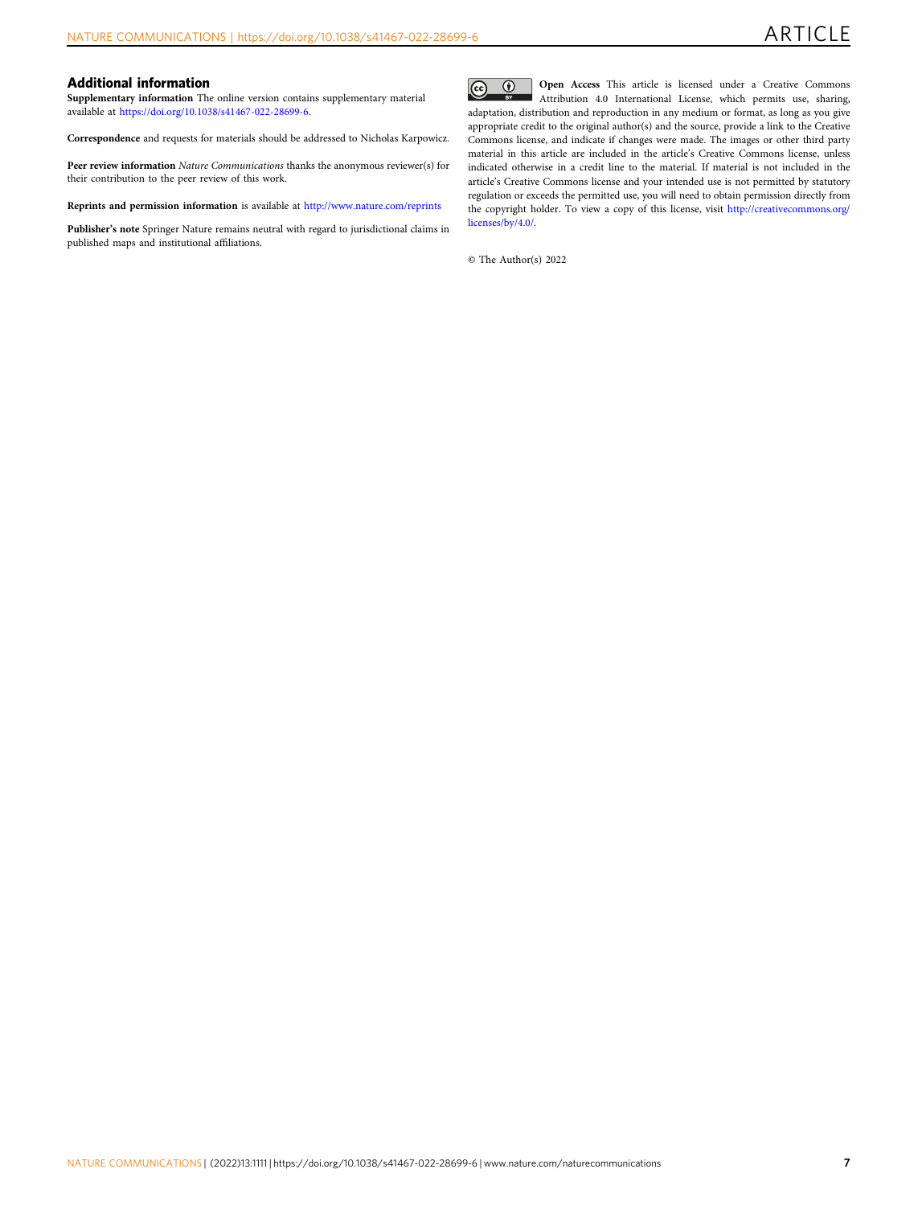## Additional information

**Supplementary information** The online version contains supplementary material available at https://doi.org/10.1038/s41467-022-28699-6.

**Correspondence** and requests for materials should be addressed to Nicholas Karpowicz.

**Peer review information** *Nature Communications* thanks the anonymous reviewer(s) for their contribution to the peer review of this work.

**Reprints and permission information** is available at http://www.nature.com/reprints

**Publisher's note** Springer Nature remains neutral with regard to jurisdictional claims in published maps and institutional affiliations.

**Open Access** This article is licensed under a Creative Commons Attribution 4.0 International License, which permits use, sharing, adaptation, distribution and reproduction in any medium or format, as long as you give appropriate credit to the original author(s) and the source, provide a link to the Creative Commons license, and indicate if changes were made. The images or other third party material in this article are included in the article's Creative Commons license, unless indicated otherwise in a credit line to the material. If material is not included in the article's Creative Commons license and your intended use is not permitted by statutory regulation or exceeds the permitted use, you will need to obtain permission directly from the copyright holder. To view a copy of this license, visit http://creativecommons.org/licenses/by/4.0/.

© The Author(s) 2022